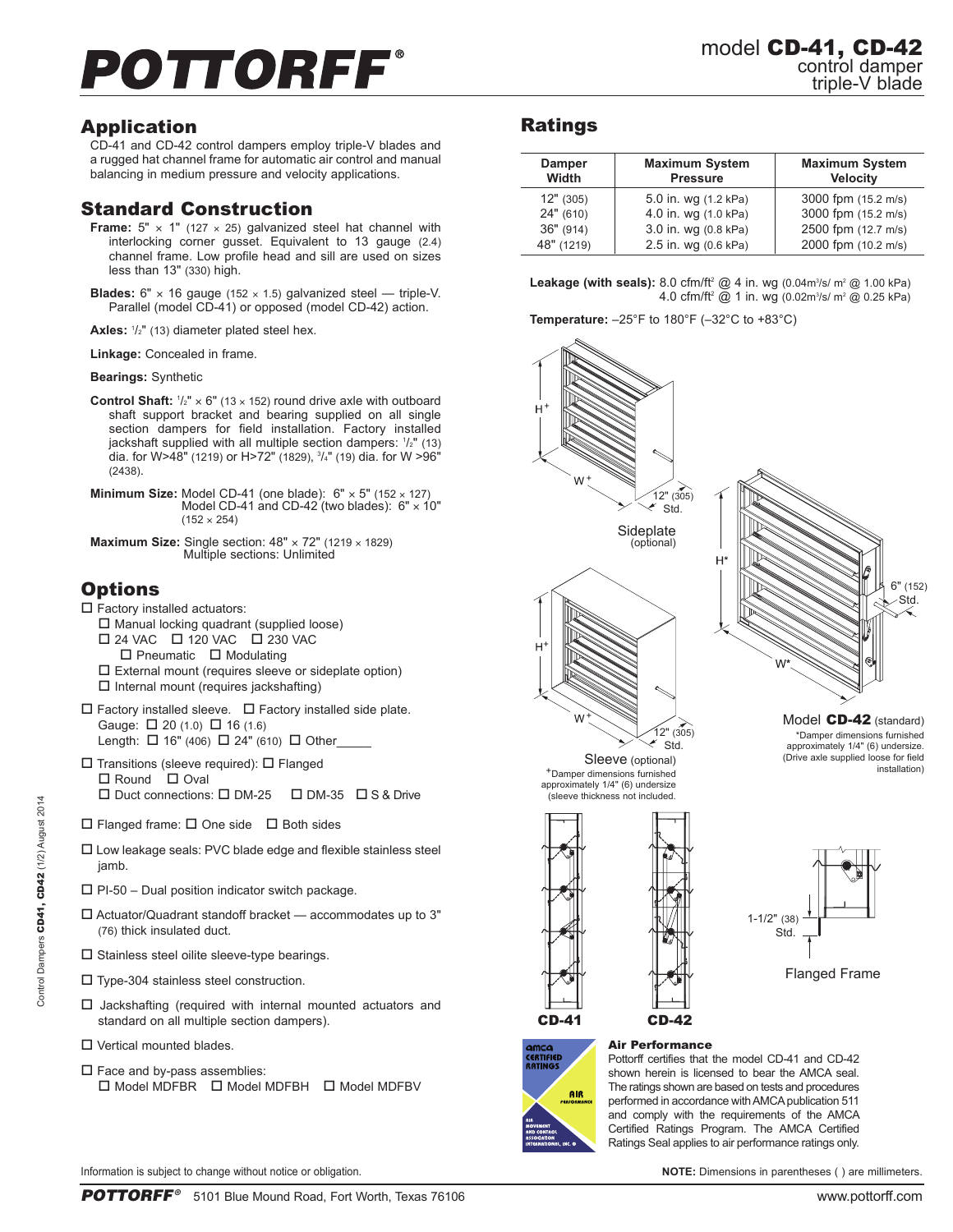# POTTORFF®

## model CD-41, CD-42
control damper
triple-V blade

## Application

CD-41 and CD-42 control dampers employ triple-V blades and a rugged hat channel frame for automatic air control and manual balancing in medium pressure and velocity applications.

## Standard Construction

**Frame:** 5" × 1" (127 × 25) galvanized steel hat channel with interlocking corner gusset. Equivalent to 13 gauge (2.4) channel frame. Low profile head and sill are used on sizes less than 13" (330) high.

**Blades:** 6" × 16 gauge (152 × 1.5) galvanized steel — triple-V. Parallel (model CD-41) or opposed (model CD-42) action.

**Axles:** 1/2" (13) diameter plated steel hex.

**Linkage:** Concealed in frame.

**Bearings:** Synthetic

**Control Shaft:** 1/2" × 6" (13 × 152) round drive axle with outboard shaft support bracket and bearing supplied on all single section dampers for field installation. Factory installed jackshaft supplied with all multiple section dampers: 1/2" (13) dia. for W>48" (1219) or H>72" (1829), 3/4" (19) dia. for W >96" (2438).

**Minimum Size:** Model CD-41 (one blade): 6" × 5" (152 × 127)
Model CD-41 and CD-42 (two blades): 6" × 10" (152 × 254)

**Maximum Size:** Single section: 48" × 72" (1219 × 1829)
Multiple sections: Unlimited

## Options

- ☐ Factory installed actuators:
  - ☐ Manual locking quadrant (supplied loose)
  - ☐ 24 VAC ☐ 120 VAC ☐ 230 VAC
    - ☐ Pneumatic ☐ Modulating
  - ☐ External mount (requires sleeve or sideplate option)
  - ☐ Internal mount (requires jackshafting)
- ☐ Factory installed sleeve. ☐ Factory installed side plate.
  Gauge: ☐ 20 (1.0) ☐ 16 (1.6)
  Length: ☐ 16" (406) ☐ 24" (610) ☐ Other_____
- ☐ Transitions (sleeve required): ☐ Flanged
  ☐ Round ☐ Oval
  ☐ Duct connections: ☐ DM-25 ☐ DM-35 ☐ S & Drive
- ☐ Flanged frame: ☐ One side ☐ Both sides
- ☐ Low leakage seals: PVC blade edge and flexible stainless steel jamb.
- ☐ PI-50 – Dual position indicator switch package.
- ☐ Actuator/Quadrant standoff bracket — accommodates up to 3" (76) thick insulated duct.
- ☐ Stainless steel oilite sleeve-type bearings.
- ☐ Type-304 stainless steel construction.
- ☐ Jackshafting (required with internal mounted actuators and standard on all multiple section dampers).
- ☐ Vertical mounted blades.
- ☐ Face and by-pass assemblies:
  ☐ Model MDFBR ☐ Model MDFBH ☐ Model MDFBV

## Ratings

| Damper Width | Maximum System Pressure | Maximum System Velocity |
|---|---|---|
| 12" (305) | 5.0 in. wg (1.2 kPa) | 3000 fpm (15.2 m/s) |
| 24" (610) | 4.0 in. wg (1.0 kPa) | 3000 fpm (15.2 m/s) |
| 36" (914) | 3.0 in. wg (0.8 kPa) | 2500 fpm (12.7 m/s) |
| 48" (1219) | 2.5 in. wg (0.6 kPa) | 2000 fpm (10.2 m/s) |

**Leakage (with seals):** 8.0 cfm/ft² @ 4 in. wg (0.04m³/s/ m² @ 1.00 kPa)
4.0 cfm/ft² @ 1 in. wg (0.02m³/s/ m² @ 0.25 kPa)

**Temperature:** –25°F to 180°F (–32°C to +83°C)

H+ W+ 12" (305) Std.

Sideplate (optional)

H+ W+ 12" (305) Std.

Sleeve (optional)

+Damper dimensions furnished approximately 1/4" (6) undersize (sleeve thickness not included.

H* W* 6" (152) Std.

Model **CD-42** (standard)

*Damper dimensions furnished approximately 1/4" (6) undersize. (Drive axle supplied loose for field installation)

**CD-41** **CD-42**

1-1/2" (38) Std.

Flanged Frame

### Air Performance

Pottorff certifies that the model CD-41 and CD-42 shown herein is licensed to bear the AMCA seal. The ratings shown are based on tests and procedures performed in accordance with AMCA publication 511 and comply with the requirements of the AMCA Certified Ratings Program. The AMCA Certified Ratings Seal applies to air performance ratings only.

Information is subject to change without notice or obligation.

**NOTE:** Dimensions in parentheses ( ) are millimeters.

Control Dampers **CD41, CD42** (1/2) August 2014

**POTTORFF®** 5101 Blue Mound Road, Fort Worth, Texas 76106 www.pottorff.com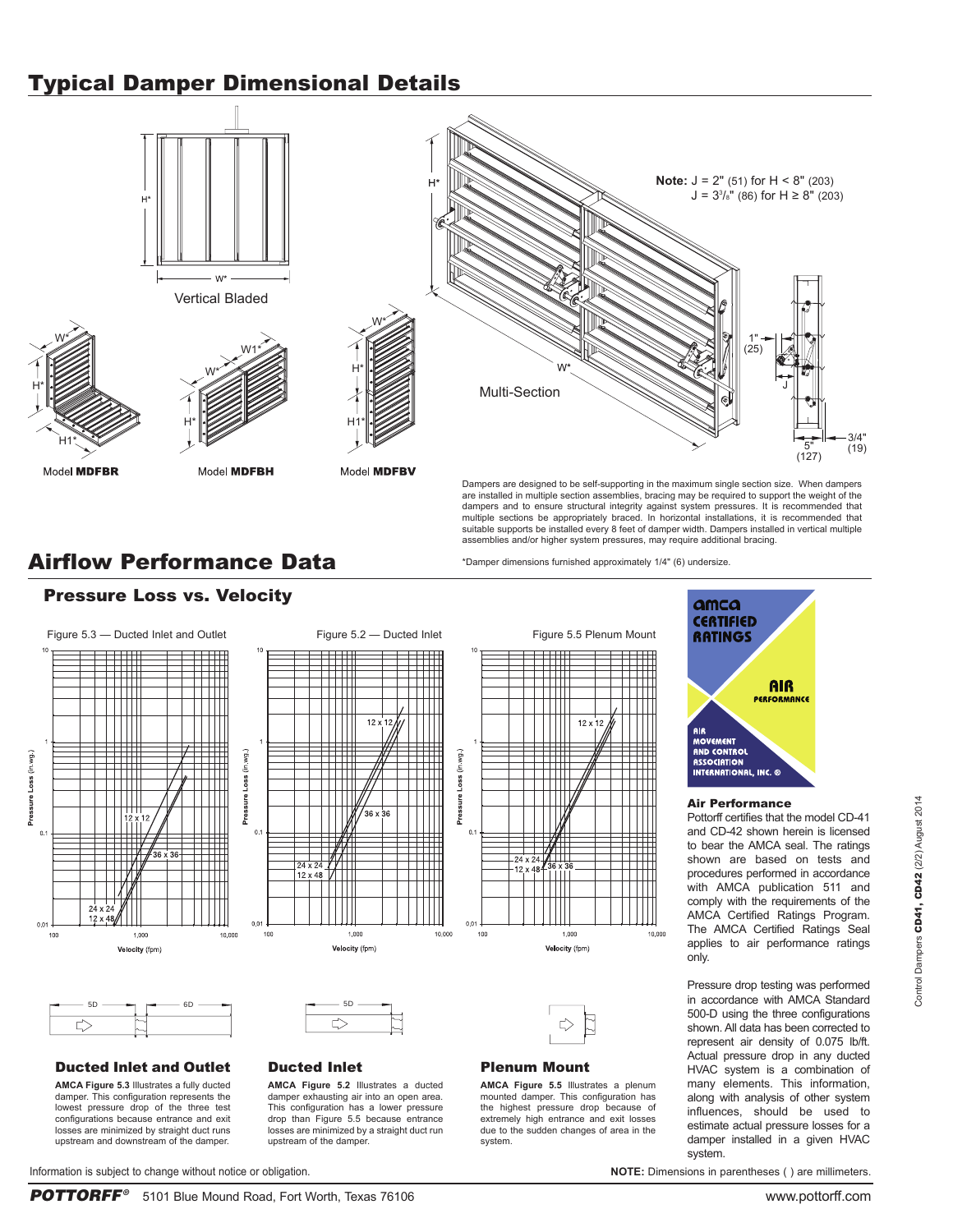# Typical Damper Dimensional Details

H*

W*

Vertical Bladed

W*

H*

H1*

Model **MDFBR**

W1*

W*

H*

Model **MDFBH**

W*

H*

H1*

Model **MDFBV**

H*

W*

Multi-Section

**Note:** J = 2" (51) for H < 8" (203)
J = 3³/₈" (86) for H ≥ 8" (203)

1" (25)

J

5" (127)

3/4" (19)

Dampers are designed to be self-supporting in the maximum single section size. When dampers are installed in multiple section assemblies, bracing may be required to support the weight of the dampers and to ensure structural integrity against system pressures. It is recommended that multiple sections be appropriately braced. In horizontal installations, it is recommended that suitable supports be installed every 8 feet of damper width. Dampers installed in vertical multiple assemblies and/or higher system pressures, may require additional bracing.

*Damper dimensions furnished approximately 1/4" (6) undersize.

# Airflow Performance Data

## Pressure Loss vs. Velocity

Figure 5.3 — Ducted Inlet and Outlet

Pressure Loss (in.wg.)

10
1
0.1
0.01

12 x 12
36 x 36
24 x 24
12 x 48

100
1,000
10,000

Velocity (fpm)

Figure 5.2 — Ducted Inlet

Pressure Loss (in.wg.)

10
1
0.1
0.01

12 x 12
36 x 36
24 x 24
12 x 48

100
1,000
10,000

Velocity (fpm)

Figure 5.5 Plenum Mount

Pressure Loss (in.wg.)

10
1
0.1
0.01

12 x 12
24 x 24
12 x 48
36 x 36

100
1,000
10,000

Velocity (fpm)

5D
6D

5D

### Ducted Inlet and Outlet

**AMCA Figure 5.3** Illustrates a fully ducted damper. This configuration represents the lowest pressure drop of the three test configurations because entrance and exit losses are minimized by straight duct runs upstream and downstream of the damper.

### Ducted Inlet

**AMCA Figure 5.2** Illustrates a ducted damper exhausting air into an open area. This configuration has a lower pressure drop than Figure 5.5 because entrance losses are minimized by a straight duct run upstream of the damper.

### Plenum Mount

**AMCA Figure 5.5** Illustrates a plenum mounted damper. This configuration has the highest pressure drop because of extremely high entrance and exit losses due to the sudden changes of area in the system.

AMCA CERTIFIED RATINGS

AIR PERFORMANCE

AIR MOVEMENT AND CONTROL ASSOCIATION INTERNATIONAL, INC. ®

### Air Performance

Pottorff certifies that the model CD-41 and CD-42 shown herein is licensed to bear the AMCA seal. The ratings shown are based on tests and procedures performed in accordance with AMCA publication 511 and comply with the requirements of the AMCA Certified Ratings Program. The AMCA Certified Ratings Seal applies to air performance ratings only.

Pressure drop testing was performed in accordance with AMCA Standard 500-D using the three configurations shown. All data has been corrected to represent air density of 0.075 lb/ft. Actual pressure drop in any ducted HVAC system is a combination of many elements. This information, along with analysis of other system influences, should be used to estimate actual pressure losses for a damper installed in a given HVAC system.

Information is subject to change without notice or obligation.

**NOTE:** Dimensions in parentheses ( ) are millimeters.

**POTTORFF®** 5101 Blue Mound Road, Fort Worth, Texas 76106 www.pottorff.com